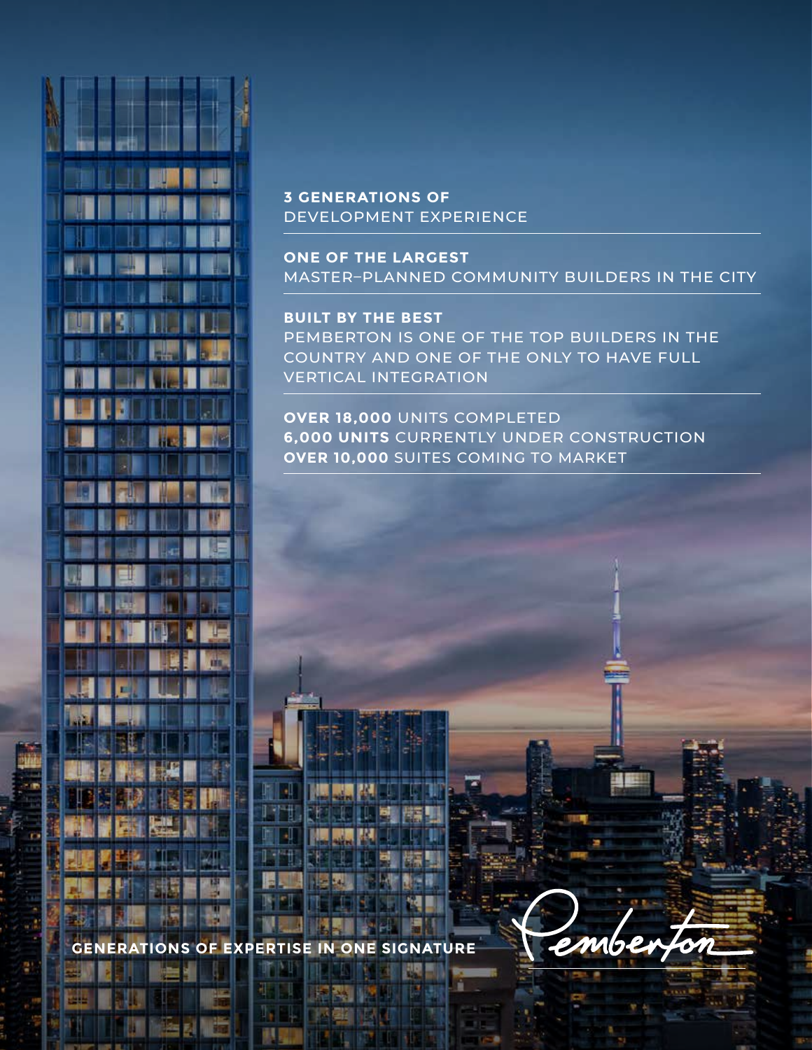**3 GENERATIONS OF**
DEVELOPMENT EXPERIENCE

**ONE OF THE LARGEST**
MASTER–PLANNED COMMUNITY BUILDERS IN THE CITY

**BUILT BY THE BEST**
PEMBERTON IS ONE OF THE TOP BUILDERS IN THE COUNTRY AND ONE OF THE ONLY TO HAVE FULL VERTICAL INTEGRATION

**OVER 18,000** UNITS COMPLETED
**6,000 UNITS** CURRENTLY UNDER CONSTRUCTION
**OVER 10,000** SUITES COMING TO MARKET

**GENERATIONS OF EXPERTISE IN ONE SIGNATURE**

Pemberton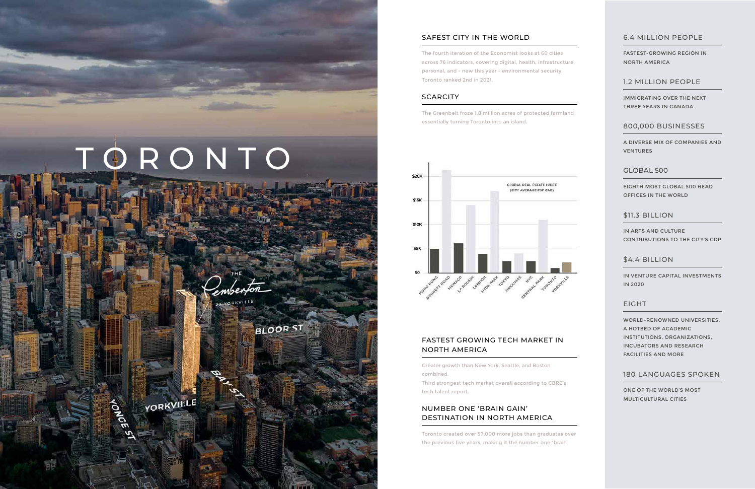# TORONTO

THE
Pemberton
38 YORKVILLE

BLOOR ST

BAY ST

YORKVILLE

YONGE ST

## SAFEST CITY IN THE WORLD

The fourth iteration of the Economist looks at 60 cities across 76 indicators, covering digital, health, infrastructure, personal, and - new this year - environmental security. Toronto ranked 2nd in 2021.

## SCARCITY

The Greenbelt froze 1.8 million acres of protected farmland essentially turning Toronto into an island.

GLOBAL REAL ESTATE INDEX
(CITY AVERAGE PSF CAD)

$20K
$15K
$10K
$5K
$0

HONG KONG
BORRETT ROAD
MONACO
LA ROUSSE
LONDON
HYDE PARK
TOKYO
JINGUMAE
NYC
CENTRAL PARK
TORONTO
YORKVILLE

## FASTEST GROWING TECH MARKET IN NORTH AMERICA

Greater growth than New York, Seattle, and Boston combined.

Third strongest tech market overall according to CBRE's tech talent report.

## NUMBER ONE 'BRAIN GAIN' DESTINATION IN NORTH AMERICA

Toronto created over 57,000 more jobs than graduates over the previous five years, making it the number one "brain

## 6.4 MILLION PEOPLE

FASTEST-GROWING REGION IN NORTH AMERICA

## 1.2 MILLION PEOPLE

IMMIGRATING OVER THE NEXT THREE YEARS IN CANADA

## 800,000 BUSINESSES

A DIVERSE MIX OF COMPANIES AND VENTURES

## GLOBAL 500

EIGHTH MOST GLOBAL 500 HEAD OFFICES IN THE WORLD

## $11.3 BILLION

IN ARTS AND CULTURE CONTRIBUTIONS TO THE CITY'S GDP

## $4.4 BILLION

IN VENTURE CAPITAL INVESTMENTS IN 2020

## EIGHT

WORLD-RENOWNED UNIVERSITIES, A HOTBED OF ACADEMIC INSTITUTIONS, ORGANIZATIONS, INCUBATORS AND RESEARCH FACILITIES AND MORE

## 180 LANGUAGES SPOKEN

ONE OF THE WORLD'S MOST MULTICULTURAL CITIES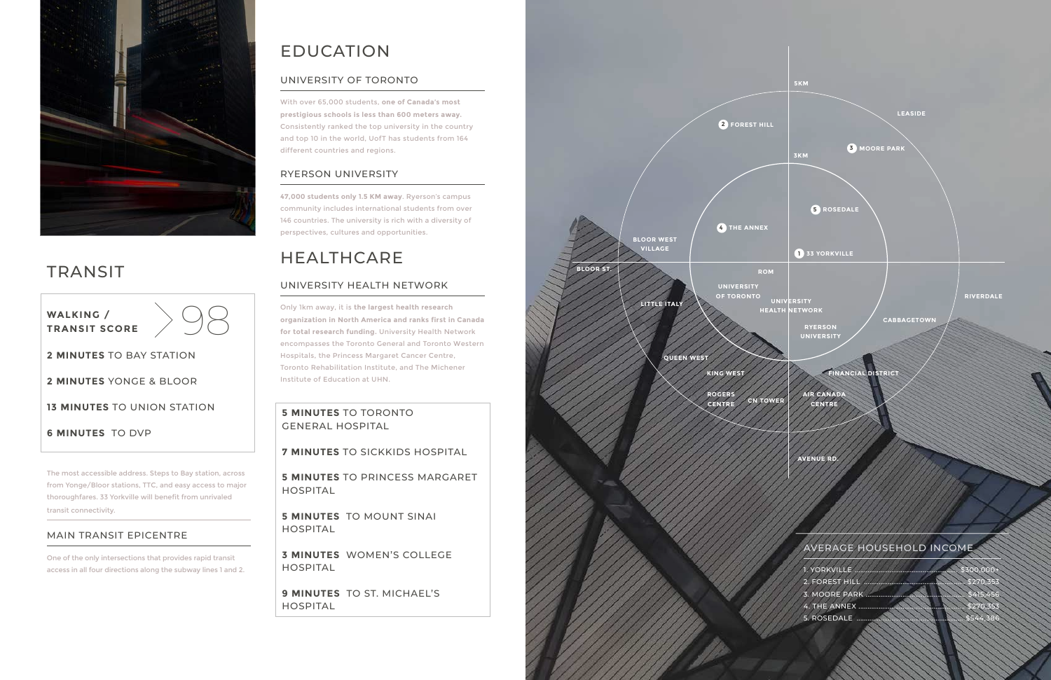# TRANSIT

**WALKING / TRANSIT SCORE** 98

**2 MINUTES** TO BAY STATION

**2 MINUTES** YONGE & BLOOR

**13 MINUTES** TO UNION STATION

**6 MINUTES** TO DVP

The most accessible address. Steps to Bay station, across from Yonge/Bloor stations, TTC, and easy access to major thoroughfares. 33 Yorkville will benefit from unrivaled transit connectivity.

## MAIN TRANSIT EPICENTRE

One of the only intersections that provides rapid transit access in all four directions along the subway lines 1 and 2.

# EDUCATION

## UNIVERSITY OF TORONTO

With over 65,000 students, **one of Canada's most prestigious schools is less than 600 meters away.** Consistently ranked the top university in the country and top 10 in the world, UofT has students from 164 different countries and regions.

## RYERSON UNIVERSITY

**47,000 students only 1.5 KM away.** Ryerson's campus community includes international students from over 146 countries. The university is rich with a diversity of perspectives, cultures and opportunities.

# HEALTHCARE

## UNIVERSITY HEALTH NETWORK

Only 1km away, it is **the largest health research organization in North America and ranks first in Canada for total research funding.** University Health Network encompasses the Toronto General and Toronto Western Hospitals, the Princess Margaret Cancer Centre, Toronto Rehabilitation Institute, and The Michener Institute of Education at UHN.

**5 MINUTES** TO TORONTO GENERAL HOSPITAL

**7 MINUTES** TO SICKKIDS HOSPITAL

**5 MINUTES** TO PRINCESS MARGARET HOSPITAL

**5 MINUTES** TO MOUNT SINAI HOSPITAL

**3 MINUTES** WOMEN'S COLLEGE HOSPITAL

**9 MINUTES** TO ST. MICHAEL'S HOSPITAL

5KM

3KM

2 FOREST HILL

LEASIDE

3 MOORE PARK

5 ROSEDALE

4 THE ANNEX

BLOOR WEST VILLAGE

1 33 YORKVILLE

BLOOR ST.

ROM

UNIVERSITY OF TORONTO

LITTLE ITALY

UNIVERSITY HEALTH NETWORK

RIVERDALE

RYERSON UNIVERSITY

CABBAGETOWN

QUEEN WEST

KING WEST

FINANCIAL DISTRICT

ROGERS CENTRE

CN TOWER

AIR CANADA CENTRE

AVENUE RD.

## AVERAGE HOUSEHOLD INCOME

| | |
|---|---|
| 1. YORKVILLE | $300,000+ |
| 2. FOREST HILL | $270,353 |
| 3. MOORE PARK | $415,456 |
| 4. THE ANNEX | $270,353 |
| 5. ROSEDALE | $544,386 |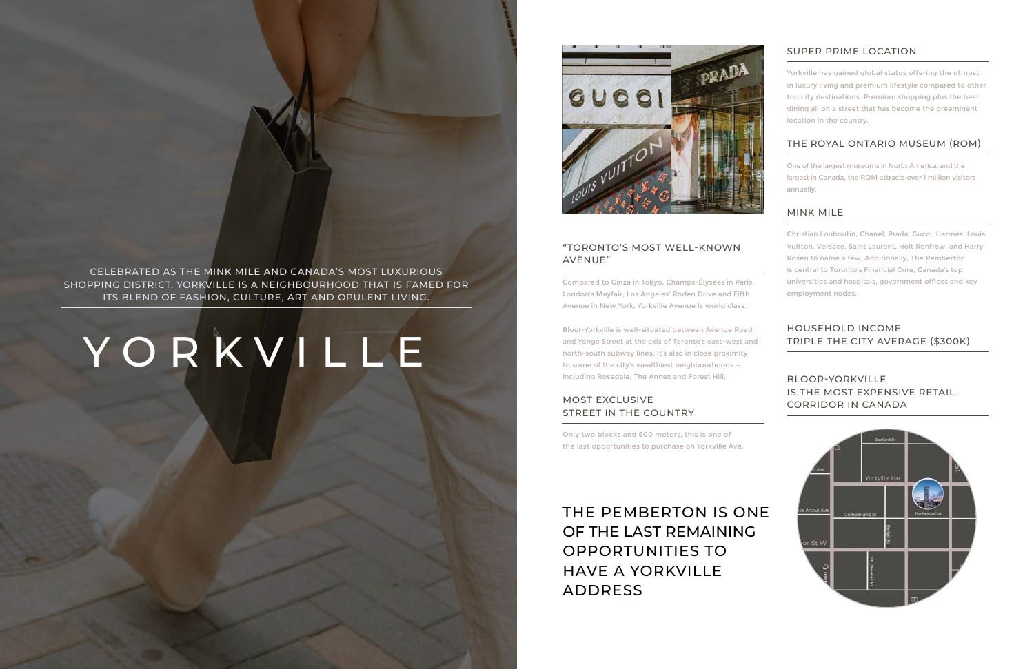CELEBRATED AS THE MINK MILE AND CANADA'S MOST LUXURIOUS SHOPPING DISTRICT, YORKVILLE IS A NEIGHBOURHOOD THAT IS FAMED FOR ITS BLEND OF FASHION, CULTURE, ART AND OPULENT LIVING.

# YORKVILLE

## "TORONTO'S MOST WELL-KNOWN AVENUE"

Compared to Ginza in Tokyo, Champs-Élysées in Paris, London's Mayfair, Los Angeles' Rodeo Drive and Fifth Avenue in New York, Yorkville Avenue is world class.

Bloor-Yorkville is well-situated between Avenue Road and Yonge Street at the axis of Toronto's east-west and north-south subway lines. It's also in close proximity to some of the city's wealthiest neighbourhoods – including Rosedale, The Annex and Forest Hill.

## MOST EXCLUSIVE STREET IN THE COUNTRY

Only two blocks and 600 meters, this is one of the last opportunities to purchase on Yorkville Ave.

## THE PEMBERTON IS ONE OF THE LAST REMAINING OPPORTUNITIES TO HAVE A YORKVILLE ADDRESS

## SUPER PRIME LOCATION

Yorkville has gained global status offering the utmost in luxury living and premium lifestyle compared to other top city destinations. Premium shopping plus the best dining all on a street that has become the preeminent location in the country.

## THE ROYAL ONTARIO MUSEUM (ROM)

One of the largest museums in North America, and the largest in Canada, the ROM attracts over 1 million visitors annually.

## MINK MILE

Christian Louboutin, Chanel, Prada, Gucci, Hermès, Louis Vuitton, Versace, Saint Laurent, Holt Renfrew, and Harry Rosen to name a few. Additionally, The Pemberton is central to Toronto's Financial Core, Canada's top universities and hospitals, government offices and key employment nodes.

## HOUSEHOLD INCOME TRIPLE THE CITY AVERAGE ($300K)

## BLOOR-YORKVILLE IS THE MOST EXPENSIVE RETAIL CORRIDOR IN CANADA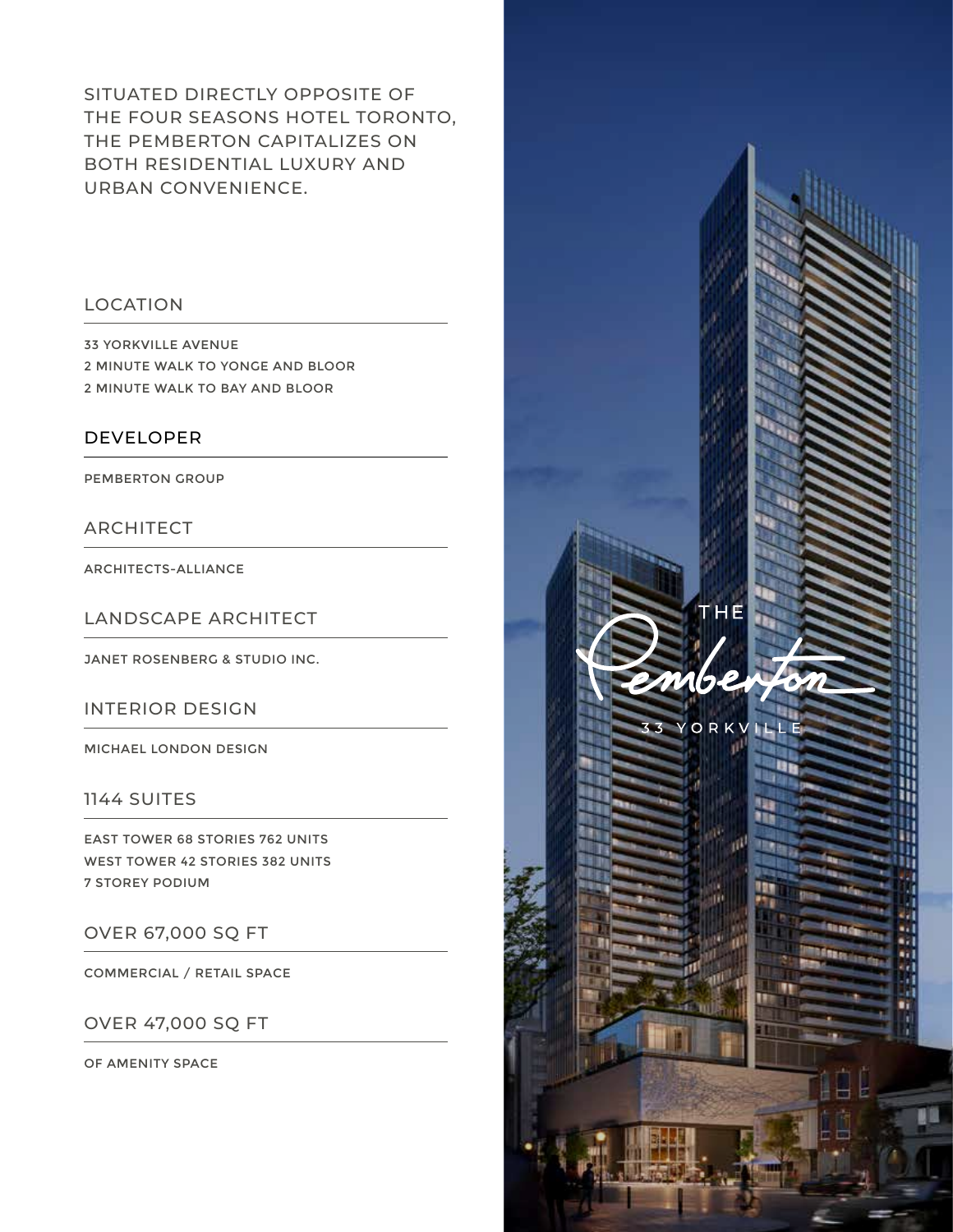SITUATED DIRECTLY OPPOSITE OF THE FOUR SEASONS HOTEL TORONTO, THE PEMBERTON CAPITALIZES ON BOTH RESIDENTIAL LUXURY AND URBAN CONVENIENCE.

## LOCATION

33 YORKVILLE AVENUE
2 MINUTE WALK TO YONGE AND BLOOR
2 MINUTE WALK TO BAY AND BLOOR

## DEVELOPER

PEMBERTON GROUP

## ARCHITECT

ARCHITECTS-ALLIANCE

## LANDSCAPE ARCHITECT

JANET ROSENBERG & STUDIO INC.

## INTERIOR DESIGN

MICHAEL LONDON DESIGN

## 1144 SUITES

EAST TOWER 68 STORIES 762 UNITS
WEST TOWER 42 STORIES 382 UNITS
7 STOREY PODIUM

## OVER 67,000 SQ FT

COMMERCIAL / RETAIL SPACE

## OVER 47,000 SQ FT

OF AMENITY SPACE

THE
Pemberton
33 YORKVILLE